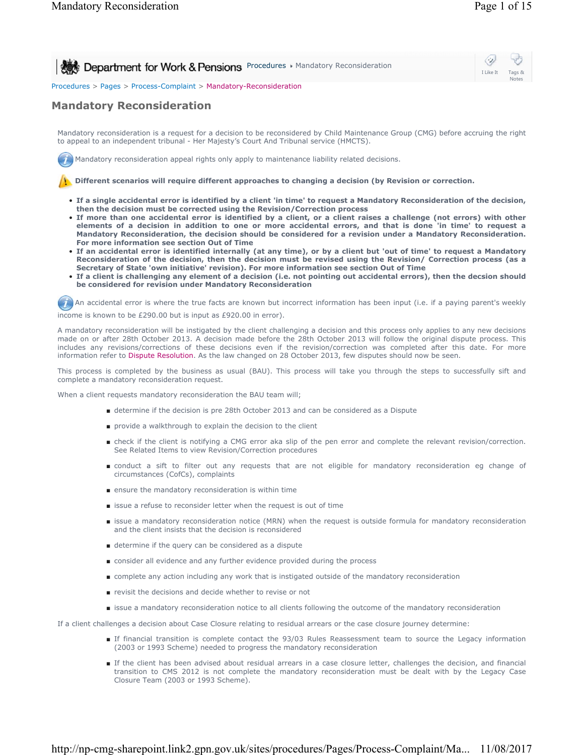Procedures > Pages > Process-Complaint > Mandatory-Reconsideration

# Mandatory Reconsideration

Mandatory reconsideration is a request for a decision to be reconsidered by Child Maintenance Group (CMG) before accruing the right to appeal to an independent tribunal - Her Majesty's Court And Tribunal service (HMCTS).

Mandatory reconsideration appeal rights only apply to maintenance liability related decisions.

**Different scenarios will require different approaches to changing a decision (by Revision or correction.**

- **If a single accidental error is identified by a client 'in time' to request a Mandatory Reconsideration of the decision, then the decision must be corrected using the Revision/Correction process**
- **If more than one accidental error is identified by a client, or a client raises a challenge (not errors) with other elements of a decision in addition to one or more accidental errors, and that is done 'in time' to request a Mandatory Reconsideration, the decision should be considered for a revision under a Mandatory Reconsideration. For more information see section Out of Time**
- **If an accidental error is identified internally (at any time), or by a client but 'out of time' to request a Mandatory Reconsideration of the decision, then the decision must be revised using the Revision/ Correction process (as a Secretary of State 'own initiative' revision). For more information see section Out of Time**
- **If a client is challenging any element of a decision (i.e. not pointing out accidental errors), then the decsion should be considered for revision under Mandatory Reconsideration**

An accidental error is where the true facts are known but incorrect information has been input (i.e. if a paying parent's weekly income is known to be £290.00 but is input as £920.00 in error).

A mandatory reconsideration will be instigated by the client challenging a decision and this process only applies to any new decisions made on or after 28th October 2013. A decision made before the 28th October 2013 will follow the original dispute process. This includes any revisions/corrections of these decisions even if the revision/correction was completed after this date. For more information refer to Dispute Resolution. As the law changed on 28 October 2013, few disputes should now be seen.

This process is completed by the business as usual (BAU). This process will take you through the steps to successfully sift and complete a mandatory reconsideration request.

When a client requests mandatory reconsideration the BAU team will;

- determine if the decision is pre 28th October 2013 and can be considered as a Dispute
- provide a walkthrough to explain the decision to the client
- check if the client is notifying a CMG error aka slip of the pen error and complete the relevant revision/correction. See Related Items to view Revision/Correction procedures
- conduct a sift to filter out any requests that are not eligible for mandatory reconsideration eg change of circumstances (CofCs), complaints
- ensure the mandatory reconsideration is within time
- issue a refuse to reconsider letter when the request is out of time
- issue a mandatory reconsideration notice (MRN) when the request is outside formula for mandatory reconsideration and the client insists that the decision is reconsidered
- determine if the query can be considered as a dispute
- consider all evidence and any further evidence provided during the process
- complete any action including any work that is instigated outside of the mandatory reconsideration
- revisit the decisions and decide whether to revise or not
- issue a mandatory reconsideration notice to all clients following the outcome of the mandatory reconsideration

If a client challenges a decision about Case Closure relating to residual arrears or the case closure journey determine:

- If financial transition is complete contact the 93/03 Rules Reassessment team to source the Legacy information (2003 or 1993 Scheme) needed to progress the mandatory reconsideration
- If the client has been advised about residual arrears in a case closure letter, challenges the decision, and financial transition to CMS 2012 is not complete the mandatory reconsideration must be dealt with by the Legacy Case Closure Team (2003 or 1993 Scheme).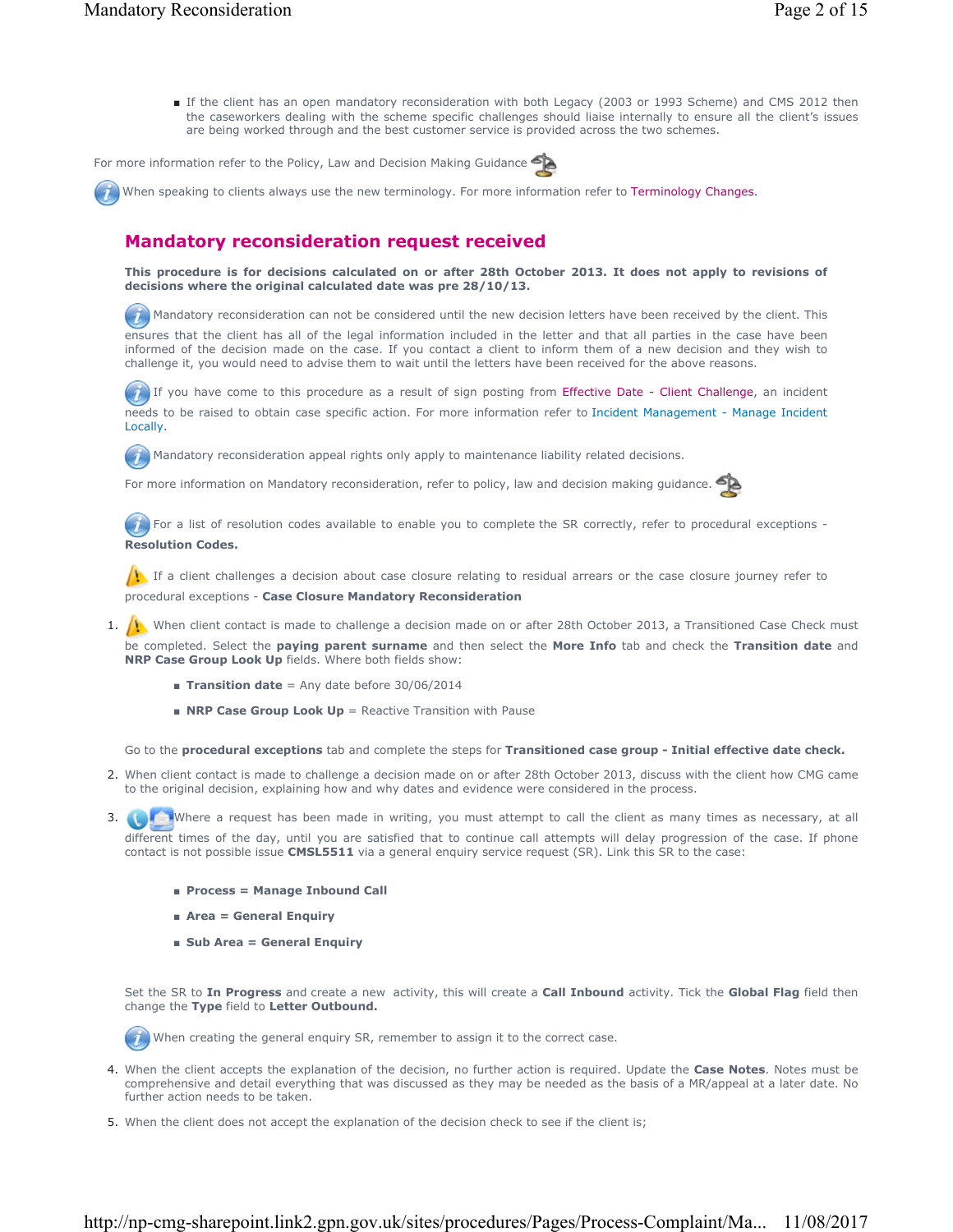- If the client has an open mandatory reconsideration with both Legacy (2003 or 1993 Scheme) and CMS 2012 then the caseworkers dealing with the scheme specific challenges should liaise internally to ensure all the client's issues are being worked through and the best customer service is provided across the two schemes.

For more information refer to the Policy, Law and Decision Making Guidance

When speaking to clients always use the new terminology. For more information refer to Terminology Changes.

## Mandatory reconsideration request received

**This procedure is for decisions calculated on or after 28th October 2013. It does not apply to revisions of decisions where the original calculated date was pre 28/10/13.**

Mandatory reconsideration can not be considered until the new decision letters have been received by the client. This ensures that the client has all of the legal information included in the letter and that all parties in the case have been informed of the decision made on the case. If you contact a client to inform them of a new decision and they wish to challenge it, you would need to advise them to wait until the letters have been received for the above reasons.

If you have come to this procedure as a result of sign posting from Effective Date - Client Challenge, an incident needs to be raised to obtain case specific action. For more information refer to Incident Management - Manage Incident Locally.

Mandatory reconsideration appeal rights only apply to maintenance liability related decisions.

For more information on Mandatory reconsideration, refer to policy, law and decision making guidance.

For a list of resolution codes available to enable you to complete the SR correctly, refer to procedural exceptions - **Resolution Codes.**

If a client challenges a decision about case closure relating to residual arrears or the case closure journey refer to procedural exceptions - **Case Closure Mandatory Reconsideration**

1. When client contact is made to challenge a decision made on or after 28th October 2013, a Transitioned Case Check must be completed. Select the **paying parent surname** and then select the **More Info** tab and check the **Transition date** and **NRP Case Group Look Up** fields. Where both fields show:
   - **Transition date** = Any date before 30/06/2014
   - **NRP Case Group Look Up** = Reactive Transition with Pause

   Go to the **procedural exceptions** tab and complete the steps for **Transitioned case group - Initial effective date check.**

2. When client contact is made to challenge a decision made on or after 28th October 2013, discuss with the client how CMG came to the original decision, explaining how and why dates and evidence were considered in the process.

3. Where a request has been made in writing, you must attempt to call the client as many times as necessary, at all different times of the day, until you are satisfied that to continue call attempts will delay progression of the case. If phone contact is not possible issue **CMSL5511** via a general enquiry service request (SR). Link this SR to the case:
   - **Process = Manage Inbound Call**
   - **Area = General Enquiry**
   - **Sub Area = General Enquiry**

   Set the SR to **In Progress** and create a new activity, this will create a **Call Inbound** activity. Tick the **Global Flag** field then change the **Type** field to **Letter Outbound.**

   When creating the general enquiry SR, remember to assign it to the correct case.

4. When the client accepts the explanation of the decision, no further action is required. Update the **Case Notes**. Notes must be comprehensive and detail everything that was discussed as they may be needed as the basis of a MR/appeal at a later date. No further action needs to be taken.

5. When the client does not accept the explanation of the decision check to see if the client is;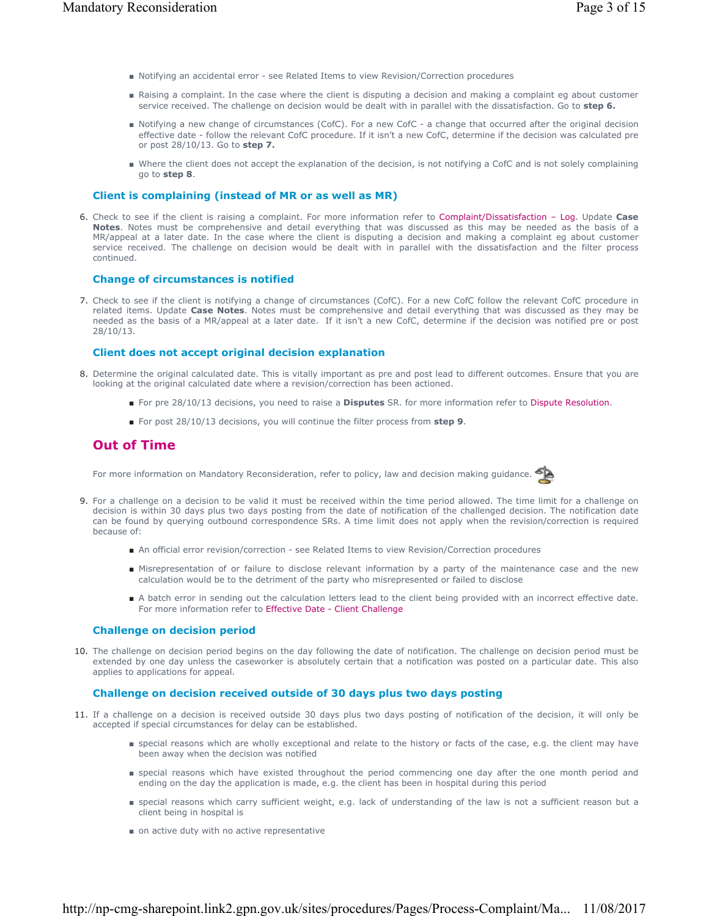- Notifying an accidental error - see Related Items to view Revision/Correction procedures
- Raising a complaint. In the case where the client is disputing a decision and making a complaint eg about customer service received. The challenge on decision would be dealt with in parallel with the dissatisfaction. Go to **step 6.**
- Notifying a new change of circumstances (CofC). For a new CofC - a change that occurred after the original decision effective date - follow the relevant CofC procedure. If it isn't a new CofC, determine if the decision was calculated pre or post 28/10/13. Go to **step 7.**
- Where the client does not accept the explanation of the decision, is not notifying a CofC and is not solely complaining go to **step 8**.

### Client is complaining (instead of MR or as well as MR)

6. Check to see if the client is raising a complaint. For more information refer to Complaint/Dissatisfaction – Log. Update **Case Notes**. Notes must be comprehensive and detail everything that was discussed as this may be needed as the basis of a MR/appeal at a later date. In the case where the client is disputing a decision and making a complaint eg about customer service received. The challenge on decision would be dealt with in parallel with the dissatisfaction and the filter process continued.

### Change of circumstances is notified

7. Check to see if the client is notifying a change of circumstances (CofC). For a new CofC follow the relevant CofC procedure in related items. Update **Case Notes**. Notes must be comprehensive and detail everything that was discussed as they may be needed as the basis of a MR/appeal at a later date. If it isn't a new CofC, determine if the decision was notified pre or post 28/10/13.

### Client does not accept original decision explanation

8. Determine the original calculated date. This is vitally important as pre and post lead to different outcomes. Ensure that you are looking at the original calculated date where a revision/correction has been actioned.
   - For pre 28/10/13 decisions, you need to raise a **Disputes** SR. for more information refer to Dispute Resolution.
   - For post 28/10/13 decisions, you will continue the filter process from **step 9**.

## Out of Time

For more information on Mandatory Reconsideration, refer to policy, law and decision making guidance.

9. For a challenge on a decision to be valid it must be received within the time period allowed. The time limit for a challenge on decision is within 30 days plus two days posting from the date of notification of the challenged decision. The notification date can be found by querying outbound correspondence SRs. A time limit does not apply when the revision/correction is required because of:
   - An official error revision/correction - see Related Items to view Revision/Correction procedures
   - Misrepresentation of or failure to disclose relevant information by a party of the maintenance case and the new calculation would be to the detriment of the party who misrepresented or failed to disclose
   - A batch error in sending out the calculation letters lead to the client being provided with an incorrect effective date. For more information refer to Effective Date - Client Challenge

### Challenge on decision period

10. The challenge on decision period begins on the day following the date of notification. The challenge on decision period must be extended by one day unless the caseworker is absolutely certain that a notification was posted on a particular date. This also applies to applications for appeal.

### Challenge on decision received outside of 30 days plus two days posting

11. If a challenge on a decision is received outside 30 days plus two days posting of notification of the decision, it will only be accepted if special circumstances for delay can be established.
    - special reasons which are wholly exceptional and relate to the history or facts of the case, e.g. the client may have been away when the decision was notified
    - special reasons which have existed throughout the period commencing one day after the one month period and ending on the day the application is made, e.g. the client has been in hospital during this period
    - special reasons which carry sufficient weight, e.g. lack of understanding of the law is not a sufficient reason but a client being in hospital is
    - on active duty with no active representative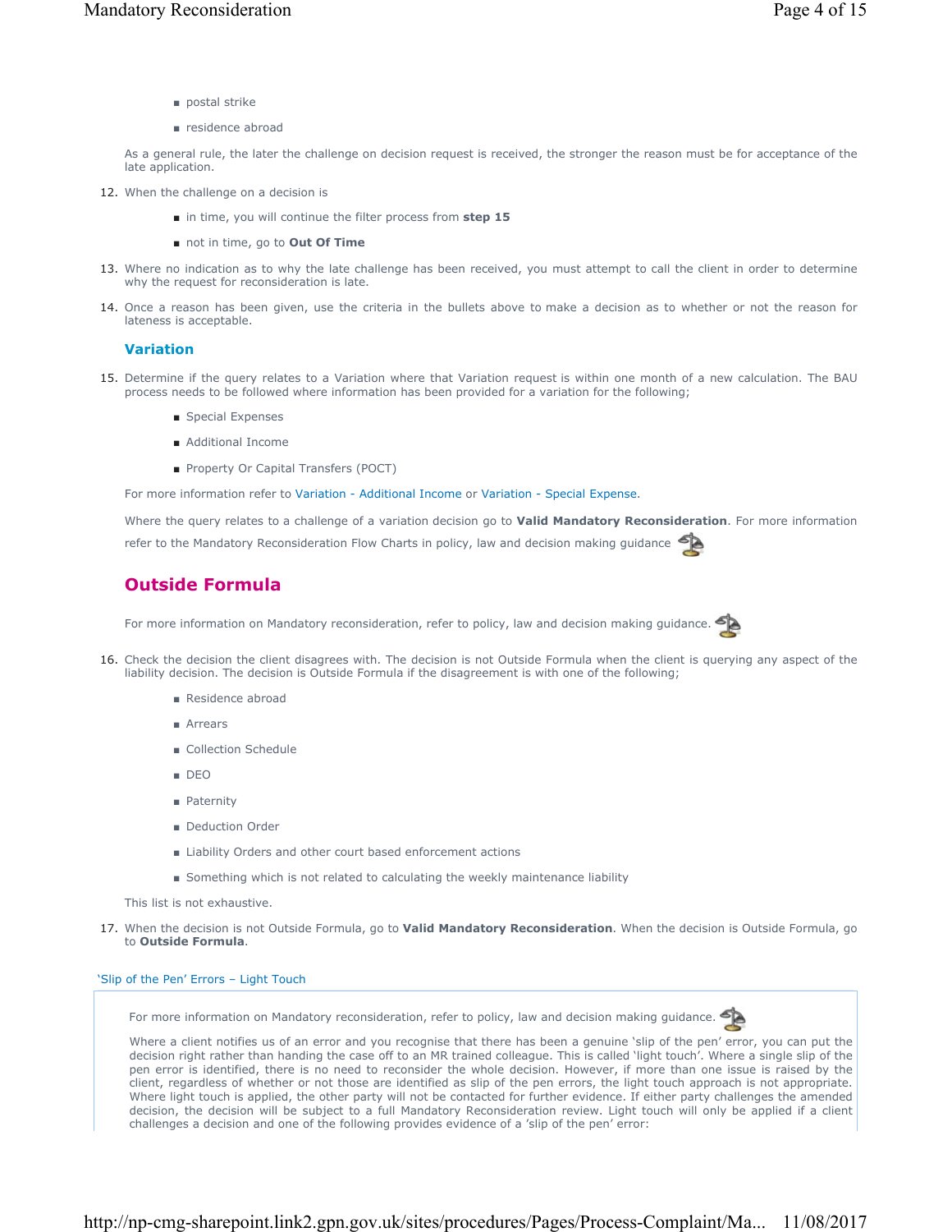- postal strike
- residence abroad

As a general rule, the later the challenge on decision request is received, the stronger the reason must be for acceptance of the late application.

12. When the challenge on a decision is
    - in time, you will continue the filter process from **step 15**
    - not in time, go to **Out Of Time**
13. Where no indication as to why the late challenge has been received, you must attempt to call the client in order to determine why the request for reconsideration is late.
14. Once a reason has been given, use the criteria in the bullets above to make a decision as to whether or not the reason for lateness is acceptable.

### Variation

15. Determine if the query relates to a Variation where that Variation request is within one month of a new calculation. The BAU process needs to be followed where information has been provided for a variation for the following;
    - Special Expenses
    - Additional Income
    - Property Or Capital Transfers (POCT)

    For more information refer to Variation - Additional Income or Variation - Special Expense.

    Where the query relates to a challenge of a variation decision go to **Valid Mandatory Reconsideration**. For more information refer to the Mandatory Reconsideration Flow Charts in policy, law and decision making guidance

## Outside Formula

For more information on Mandatory reconsideration, refer to policy, law and decision making guidance.

16. Check the decision the client disagrees with. The decision is not Outside Formula when the client is querying any aspect of the liability decision. The decision is Outside Formula if the disagreement is with one of the following;
    - Residence abroad
    - Arrears
    - Collection Schedule
    - DEO
    - Paternity
    - Deduction Order
    - Liability Orders and other court based enforcement actions
    - Something which is not related to calculating the weekly maintenance liability

    This list is not exhaustive.
17. When the decision is not Outside Formula, go to **Valid Mandatory Reconsideration**. When the decision is Outside Formula, go to **Outside Formula**.

'Slip of the Pen' Errors – Light Touch

For more information on Mandatory reconsideration, refer to policy, law and decision making guidance.

Where a client notifies us of an error and you recognise that there has been a genuine 'slip of the pen' error, you can put the decision right rather than handing the case off to an MR trained colleague. This is called 'light touch'. Where a single slip of the pen error is identified, there is no need to reconsider the whole decision. However, if more than one issue is raised by the client, regardless of whether or not those are identified as slip of the pen errors, the light touch approach is not appropriate. Where light touch is applied, the other party will not be contacted for further evidence. If either party challenges the amended decision, the decision will be subject to a full Mandatory Reconsideration review. Light touch will only be applied if a client challenges a decision and one of the following provides evidence of a 'slip of the pen' error: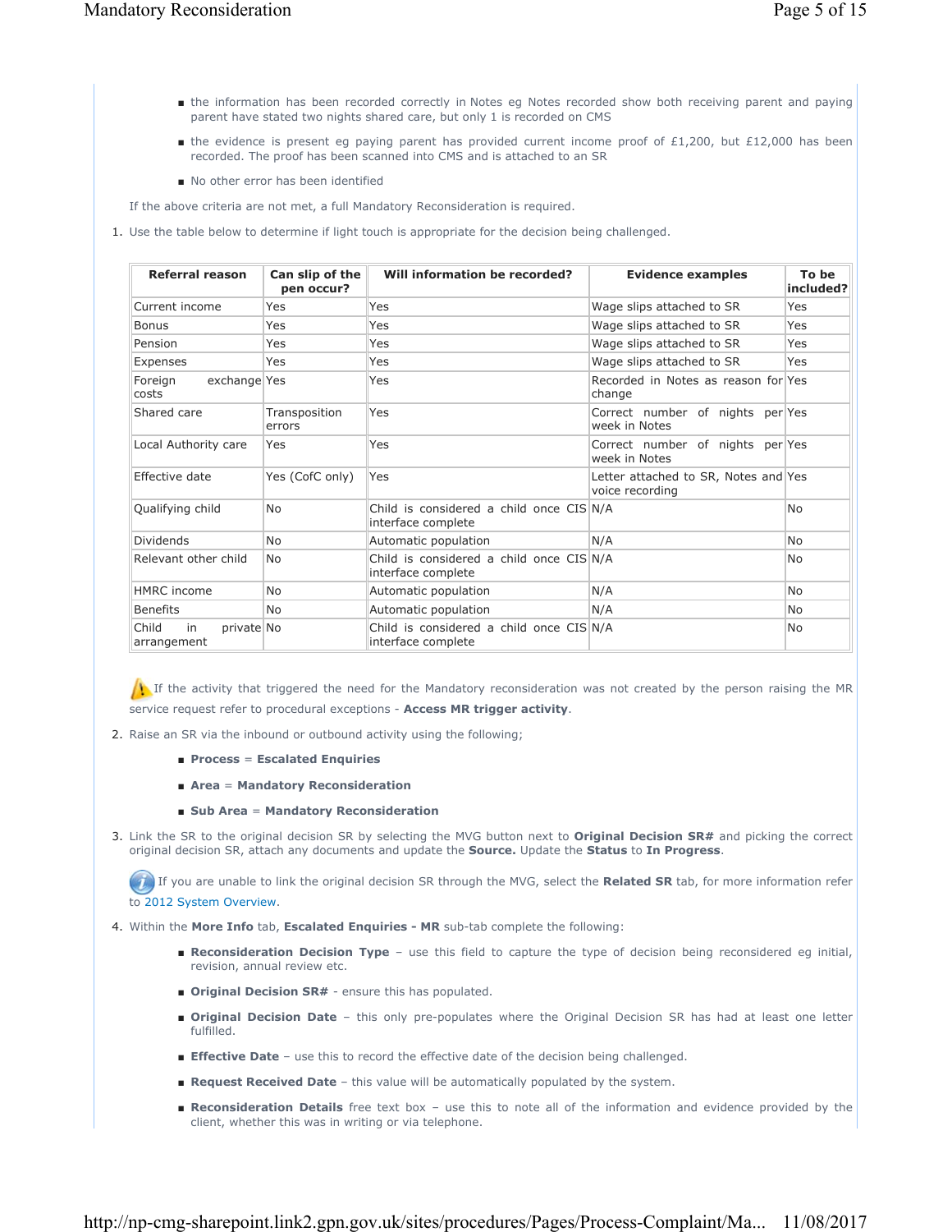- the information has been recorded correctly in Notes eg Notes recorded show both receiving parent and paying parent have stated two nights shared care, but only 1 is recorded on CMS
- the evidence is present eg paying parent has provided current income proof of £1,200, but £12,000 has been recorded. The proof has been scanned into CMS and is attached to an SR
- No other error has been identified

If the above criteria are not met, a full Mandatory Reconsideration is required.

1. Use the table below to determine if light touch is appropriate for the decision being challenged.

| Referral reason | Can slip of the pen occur? | Will information be recorded? | Evidence examples | To be included? |
|---|---|---|---|---|
| Current income | Yes | Yes | Wage slips attached to SR | Yes |
| Bonus | Yes | Yes | Wage slips attached to SR | Yes |
| Pension | Yes | Yes | Wage slips attached to SR | Yes |
| Expenses | Yes | Yes | Wage slips attached to SR | Yes |
| Foreign exchange costs | Yes | Yes | Recorded in Notes as reason for change | Yes |
| Shared care | Transposition errors | Yes | Correct number of nights per week in Notes | Yes |
| Local Authority care | Yes | Yes | Correct number of nights per week in Notes | Yes |
| Effective date | Yes (CofC only) | Yes | Letter attached to SR, Notes and voice recording | Yes |
| Qualifying child | No | Child is considered a child once CIS interface complete | N/A | No |
| Dividends | No | Automatic population | N/A | No |
| Relevant other child | No | Child is considered a child once CIS interface complete | N/A | No |
| HMRC income | No | Automatic population | N/A | No |
| Benefits | No | Automatic population | N/A | No |
| Child in private arrangement | No | Child is considered a child once CIS interface complete | N/A | No |

If the activity that triggered the need for the Mandatory reconsideration was not created by the person raising the MR service request refer to procedural exceptions - **Access MR trigger activity**.

2. Raise an SR via the inbound or outbound activity using the following;
   - **Process** = **Escalated Enquiries**
   - **Area** = **Mandatory Reconsideration**
   - **Sub Area** = **Mandatory Reconsideration**

3. Link the SR to the original decision SR by selecting the MVG button next to **Original Decision SR#** and picking the correct original decision SR, attach any documents and update the **Source.** Update the **Status** to **In Progress**.

   If you are unable to link the original decision SR through the MVG, select the **Related SR** tab, for more information refer to 2012 System Overview.

4. Within the **More Info** tab, **Escalated Enquiries - MR** sub-tab complete the following:
   - **Reconsideration Decision Type** – use this field to capture the type of decision being reconsidered eg initial, revision, annual review etc.
   - **Original Decision SR#** - ensure this has populated.
   - **Original Decision Date** – this only pre-populates where the Original Decision SR has had at least one letter fulfilled.
   - **Effective Date** – use this to record the effective date of the decision being challenged.
   - **Request Received Date** – this value will be automatically populated by the system.
   - **Reconsideration Details** free text box – use this to note all of the information and evidence provided by the client, whether this was in writing or via telephone.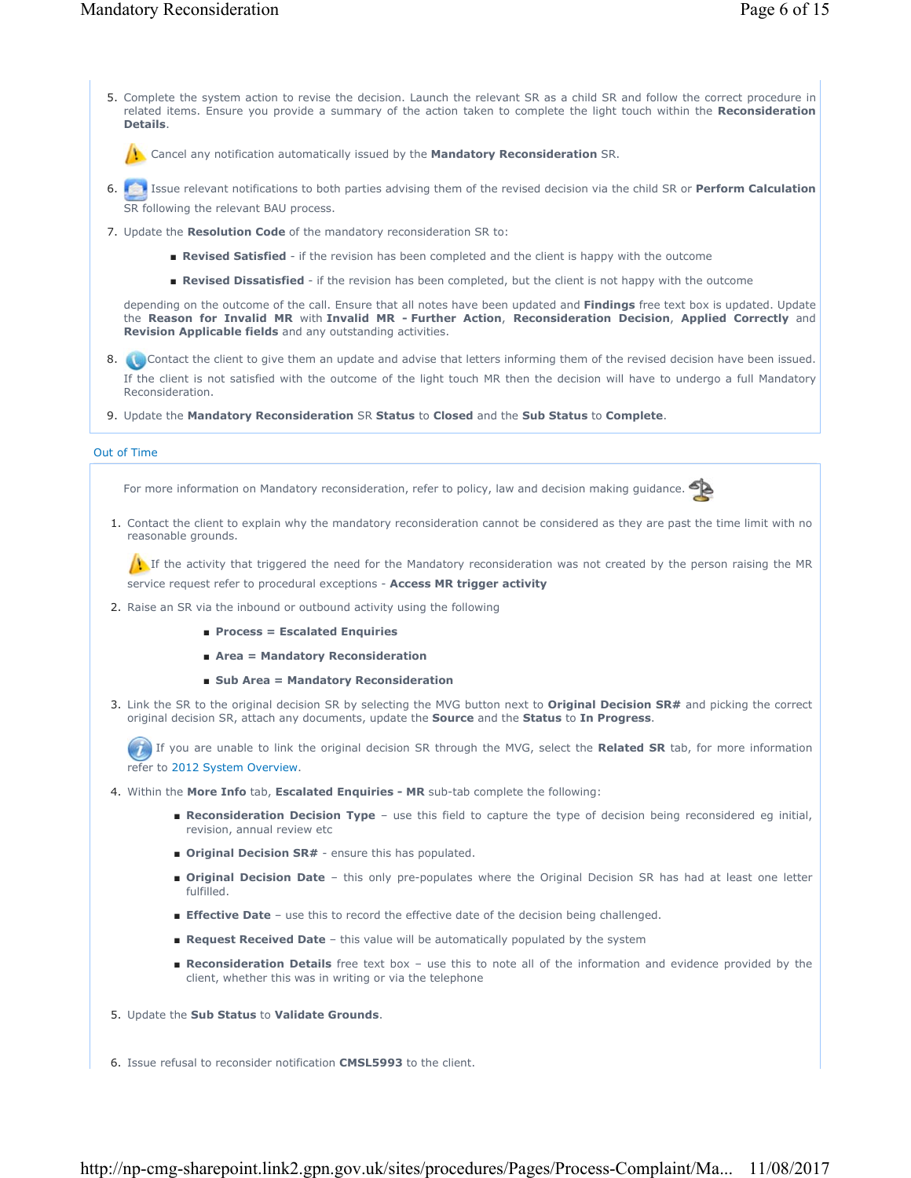5. Complete the system action to revise the decision. Launch the relevant SR as a child SR and follow the correct procedure in related items. Ensure you provide a summary of the action taken to complete the light touch within the **Reconsideration Details**.

   Cancel any notification automatically issued by the **Mandatory Reconsideration** SR.

6. Issue relevant notifications to both parties advising them of the revised decision via the child SR or **Perform Calculation** SR following the relevant BAU process.

7. Update the **Resolution Code** of the mandatory reconsideration SR to:

   - **Revised Satisfied** - if the revision has been completed and the client is happy with the outcome
   - **Revised Dissatisfied** - if the revision has been completed, but the client is not happy with the outcome

   depending on the outcome of the call. Ensure that all notes have been updated and **Findings** free text box is updated. Update the **Reason for Invalid MR** with **Invalid MR - Further Action**, **Reconsideration Decision**, **Applied Correctly** and **Revision Applicable fields** and any outstanding activities.

8. Contact the client to give them an update and advise that letters informing them of the revised decision have been issued. If the client is not satisfied with the outcome of the light touch MR then the decision will have to undergo a full Mandatory Reconsideration.

9. Update the **Mandatory Reconsideration** SR **Status** to **Closed** and the **Sub Status** to **Complete**.

## Out of Time

For more information on Mandatory reconsideration, refer to policy, law and decision making guidance.

1. Contact the client to explain why the mandatory reconsideration cannot be considered as they are past the time limit with no reasonable grounds.

   If the activity that triggered the need for the Mandatory reconsideration was not created by the person raising the MR service request refer to procedural exceptions - **Access MR trigger activity**

2. Raise an SR via the inbound or outbound activity using the following

   - **Process = Escalated Enquiries**
   - **Area = Mandatory Reconsideration**
   - **Sub Area = Mandatory Reconsideration**

3. Link the SR to the original decision SR by selecting the MVG button next to **Original Decision SR#** and picking the correct original decision SR, attach any documents, update the **Source** and the **Status** to **In Progress**.

   If you are unable to link the original decision SR through the MVG, select the **Related SR** tab, for more information refer to 2012 System Overview.

4. Within the **More Info** tab, **Escalated Enquiries - MR** sub-tab complete the following:

   - **Reconsideration Decision Type** – use this field to capture the type of decision being reconsidered eg initial, revision, annual review etc
   - **Original Decision SR#** - ensure this has populated.
   - **Original Decision Date** – this only pre-populates where the Original Decision SR has had at least one letter fulfilled.
   - **Effective Date** – use this to record the effective date of the decision being challenged.
   - **Request Received Date** – this value will be automatically populated by the system
   - **Reconsideration Details** free text box – use this to note all of the information and evidence provided by the client, whether this was in writing or via the telephone

5. Update the **Sub Status** to **Validate Grounds**.

6. Issue refusal to reconsider notification **CMSL5993** to the client.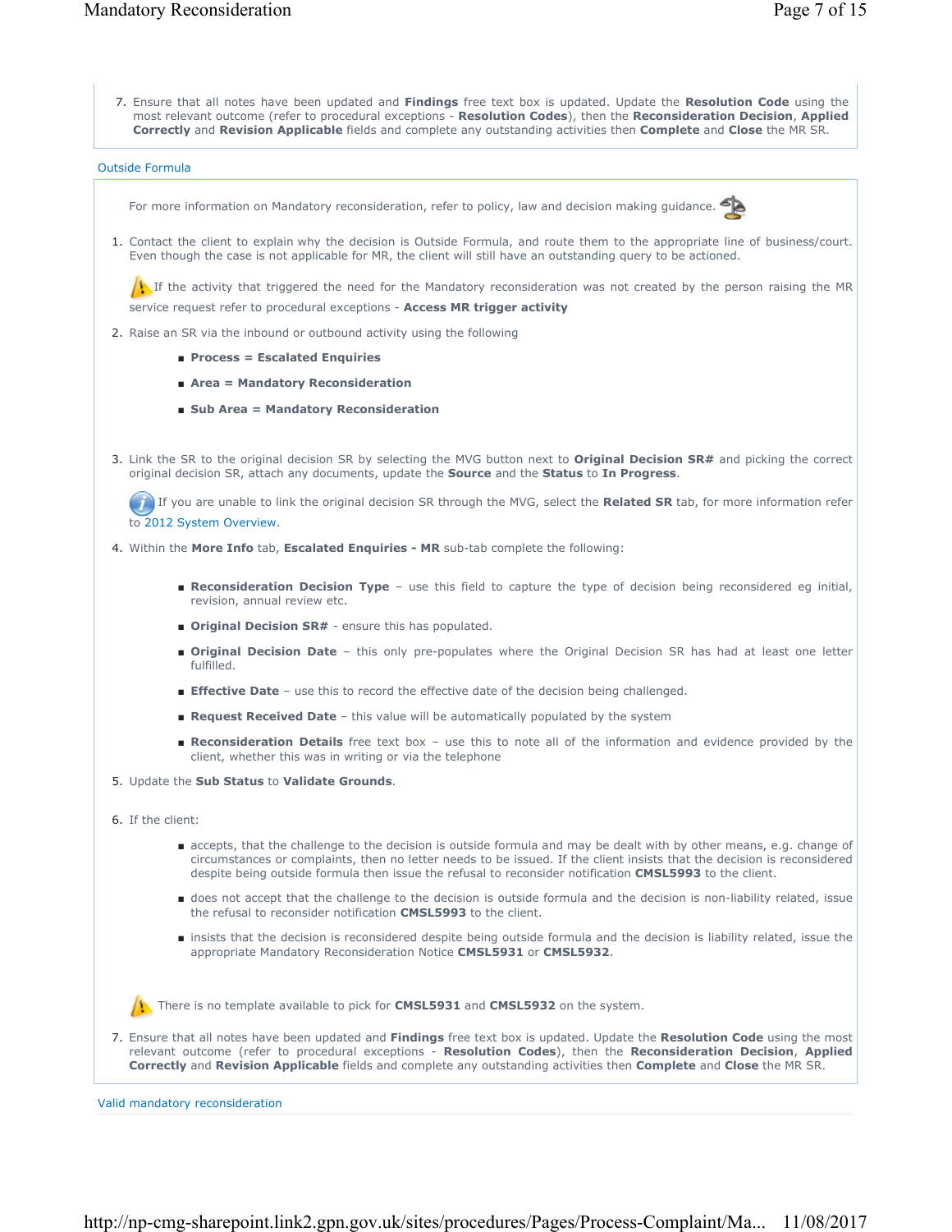7. Ensure that all notes have been updated and **Findings** free text box is updated. Update the **Resolution Code** using the most relevant outcome (refer to procedural exceptions - **Resolution Codes**), then the **Reconsideration Decision**, **Applied Correctly** and **Revision Applicable** fields and complete any outstanding activities then **Complete** and **Close** the MR SR.

## Outside Formula

For more information on Mandatory reconsideration, refer to policy, law and decision making guidance.

1. Contact the client to explain why the decision is Outside Formula, and route them to the appropriate line of business/court. Even though the case is not applicable for MR, the client will still have an outstanding query to be actioned.

   If the activity that triggered the need for the Mandatory reconsideration was not created by the person raising the MR service request refer to procedural exceptions - **Access MR trigger activity**

2. Raise an SR via the inbound or outbound activity using the following
   - **Process = Escalated Enquiries**
   - **Area = Mandatory Reconsideration**
   - **Sub Area = Mandatory Reconsideration**

3. Link the SR to the original decision SR by selecting the MVG button next to **Original Decision SR#** and picking the correct original decision SR, attach any documents, update the **Source** and the **Status** to **In Progress**.

   If you are unable to link the original decision SR through the MVG, select the **Related SR** tab, for more information refer to 2012 System Overview.

4. Within the **More Info** tab, **Escalated Enquiries - MR** sub-tab complete the following:
   - **Reconsideration Decision Type** – use this field to capture the type of decision being reconsidered eg initial, revision, annual review etc.
   - **Original Decision SR#** - ensure this has populated.
   - **Original Decision Date** – this only pre-populates where the Original Decision SR has had at least one letter fulfilled.
   - **Effective Date** – use this to record the effective date of the decision being challenged.
   - **Request Received Date** – this value will be automatically populated by the system
   - **Reconsideration Details** free text box – use this to note all of the information and evidence provided by the client, whether this was in writing or via the telephone

5. Update the **Sub Status** to **Validate Grounds**.

6. If the client:
   - accepts, that the challenge to the decision is outside formula and may be dealt with by other means, e.g. change of circumstances or complaints, then no letter needs to be issued. If the client insists that the decision is reconsidered despite being outside formula then issue the refusal to reconsider notification **CMSL5993** to the client.
   - does not accept that the challenge to the decision is outside formula and the decision is non-liability related, issue the refusal to reconsider notification **CMSL5993** to the client.
   - insists that the decision is reconsidered despite being outside formula and the decision is liability related, issue the appropriate Mandatory Reconsideration Notice **CMSL5931** or **CMSL5932**.

   There is no template available to pick for **CMSL5931** and **CMSL5932** on the system.

7. Ensure that all notes have been updated and **Findings** free text box is updated. Update the **Resolution Code** using the most relevant outcome (refer to procedural exceptions - **Resolution Codes**), then the **Reconsideration Decision**, **Applied Correctly** and **Revision Applicable** fields and complete any outstanding activities then **Complete** and **Close** the MR SR.

## Valid mandatory reconsideration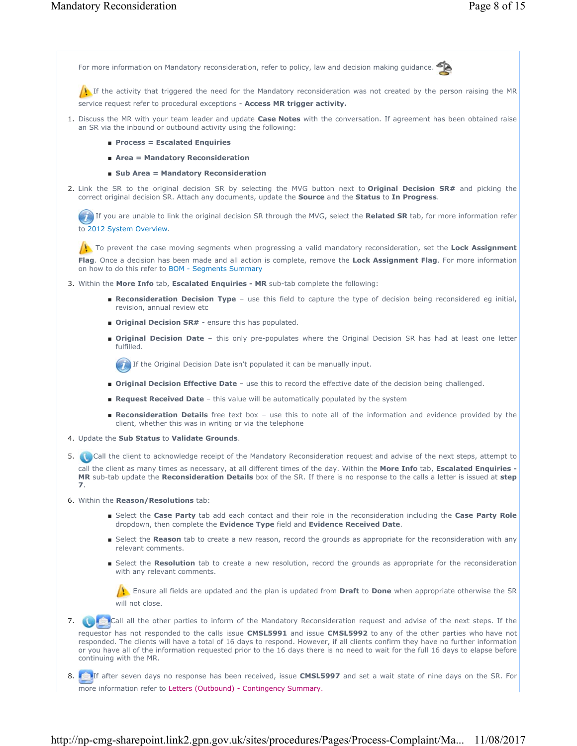For more information on Mandatory reconsideration, refer to policy, law and decision making guidance.

If the activity that triggered the need for the Mandatory reconsideration was not created by the person raising the MR service request refer to procedural exceptions - **Access MR trigger activity.**

1. Discuss the MR with your team leader and update **Case Notes** with the conversation. If agreement has been obtained raise an SR via the inbound or outbound activity using the following:
   - **Process = Escalated Enquiries**
   - **Area = Mandatory Reconsideration**
   - **Sub Area = Mandatory Reconsideration**
2. Link the SR to the original decision SR by selecting the MVG button next to **Original Decision SR#** and picking the correct original decision SR. Attach any documents, update the **Source** and the **Status** to **In Progress**.

   If you are unable to link the original decision SR through the MVG, select the **Related SR** tab, for more information refer to 2012 System Overview.

   To prevent the case moving segments when progressing a valid mandatory reconsideration, set the **Lock Assignment Flag**. Once a decision has been made and all action is complete, remove the **Lock Assignment Flag**. For more information on how to do this refer to BOM - Segments Summary
3. Within the **More Info** tab, **Escalated Enquiries - MR** sub-tab complete the following:
   - **Reconsideration Decision Type** – use this field to capture the type of decision being reconsidered eg initial, revision, annual review etc
   - **Original Decision SR#** - ensure this has populated.
   - **Original Decision Date** – this only pre-populates where the Original Decision SR has had at least one letter fulfilled.

     If the Original Decision Date isn't populated it can be manually input.
   - **Original Decision Effective Date** – use this to record the effective date of the decision being challenged.
   - **Request Received Date** – this value will be automatically populated by the system
   - **Reconsideration Details** free text box – use this to note all of the information and evidence provided by the client, whether this was in writing or via the telephone
4. Update the **Sub Status** to **Validate Grounds**.
5. Call the client to acknowledge receipt of the Mandatory Reconsideration request and advise of the next steps, attempt to call the client as many times as necessary, at all different times of the day. Within the **More Info** tab, **Escalated Enquiries - MR** sub-tab update the **Reconsideration Details** box of the SR. If there is no response to the calls a letter is issued at **step 7**.
6. Within the **Reason/Resolutions** tab:
   - Select the **Case Party** tab add each contact and their role in the reconsideration including the **Case Party Role** dropdown, then complete the **Evidence Type** field and **Evidence Received Date**.
   - Select the **Reason** tab to create a new reason, record the grounds as appropriate for the reconsideration with any relevant comments.
   - Select the **Resolution** tab to create a new resolution, record the grounds as appropriate for the reconsideration with any relevant comments.

     Ensure all fields are updated and the plan is updated from **Draft** to **Done** when appropriate otherwise the SR will not close.
7. Call all the other parties to inform of the Mandatory Reconsideration request and advise of the next steps. If the requestor has not responded to the calls issue **CMSL5991** and issue **CMSL5992** to any of the other parties who have not responded. The clients will have a total of 16 days to respond. However, if all clients confirm they have no further information or you have all of the information requested prior to the 16 days there is no need to wait for the full 16 days to elapse before continuing with the MR.
8. If after seven days no response has been received, issue **CMSL5997** and set a wait state of nine days on the SR. For more information refer to Letters (Outbound) - Contingency Summary.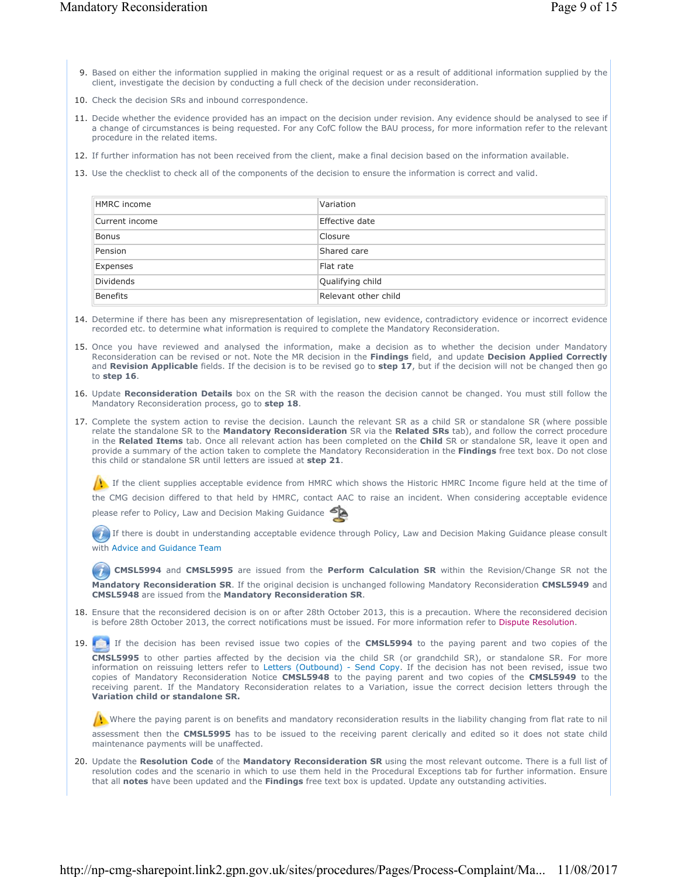9. Based on either the information supplied in making the original request or as a result of additional information supplied by the client, investigate the decision by conducting a full check of the decision under reconsideration.
10. Check the decision SRs and inbound correspondence.
11. Decide whether the evidence provided has an impact on the decision under revision. Any evidence should be analysed to see if a change of circumstances is being requested. For any CofC follow the BAU process, for more information refer to the relevant procedure in the related items.
12. If further information has not been received from the client, make a final decision based on the information available.
13. Use the checklist to check all of the components of the decision to ensure the information is correct and valid.

| HMRC income | Variation |
|---|---|
| Current income | Effective date |
| Bonus | Closure |
| Pension | Shared care |
| Expenses | Flat rate |
| Dividends | Qualifying child |
| Benefits | Relevant other child |

14. Determine if there has been any misrepresentation of legislation, new evidence, contradictory evidence or incorrect evidence recorded etc. to determine what information is required to complete the Mandatory Reconsideration.
15. Once you have reviewed and analysed the information, make a decision as to whether the decision under Mandatory Reconsideration can be revised or not. Note the MR decision in the **Findings** field, and update **Decision Applied Correctly** and **Revision Applicable** fields. If the decision is to be revised go to **step 17**, but if the decision will not be changed then go to **step 16**.
16. Update **Reconsideration Details** box on the SR with the reason the decision cannot be changed. You must still follow the Mandatory Reconsideration process, go to **step 18**.
17. Complete the system action to revise the decision. Launch the relevant SR as a child SR or standalone SR (where possible relate the standalone SR to the **Mandatory Reconsideration** SR via the **Related SRs** tab), and follow the correct procedure in the **Related Items** tab. Once all relevant action has been completed on the **Child** SR or standalone SR, leave it open and provide a summary of the action taken to complete the Mandatory Reconsideration in the **Findings** free text box. Do not close this child or standalone SR until letters are issued at **step 21**.

    If the client supplies acceptable evidence from HMRC which shows the Historic HMRC Income figure held at the time of the CMG decision differed to that held by HMRC, contact AAC to raise an incident. When considering acceptable evidence please refer to Policy, Law and Decision Making Guidance

    If there is doubt in understanding acceptable evidence through Policy, Law and Decision Making Guidance please consult with Advice and Guidance Team

    **CMSL5994** and **CMSL5995** are issued from the **Perform Calculation SR** within the Revision/Change SR not the **Mandatory Reconsideration SR**. If the original decision is unchanged following Mandatory Reconsideration **CMSL5949** and **CMSL5948** are issued from the **Mandatory Reconsideration SR**.

18. Ensure that the reconsidered decision is on or after 28th October 2013, this is a precaution. Where the reconsidered decision is before 28th October 2013, the correct notifications must be issued. For more information refer to Dispute Resolution.
19. If the decision has been revised issue two copies of the **CMSL5994** to the paying parent and two copies of the **CMSL5995** to other parties affected by the decision via the child SR (or grandchild SR), or standalone SR. For more information on reissuing letters refer to Letters (Outbound) - Send Copy. If the decision has not been revised, issue two copies of Mandatory Reconsideration Notice **CMSL5948** to the paying parent and two copies of the **CMSL5949** to the receiving parent. If the Mandatory Reconsideration relates to a Variation, issue the correct decision letters through the **Variation child or standalone SR.**

    Where the paying parent is on benefits and mandatory reconsideration results in the liability changing from flat rate to nil assessment then the **CMSL5995** has to be issued to the receiving parent clerically and edited so it does not state child maintenance payments will be unaffected.

20. Update the **Resolution Code** of the **Mandatory Reconsideration SR** using the most relevant outcome. There is a full list of resolution codes and the scenario in which to use them held in the Procedural Exceptions tab for further information. Ensure that all **notes** have been updated and the **Findings** free text box is updated. Update any outstanding activities.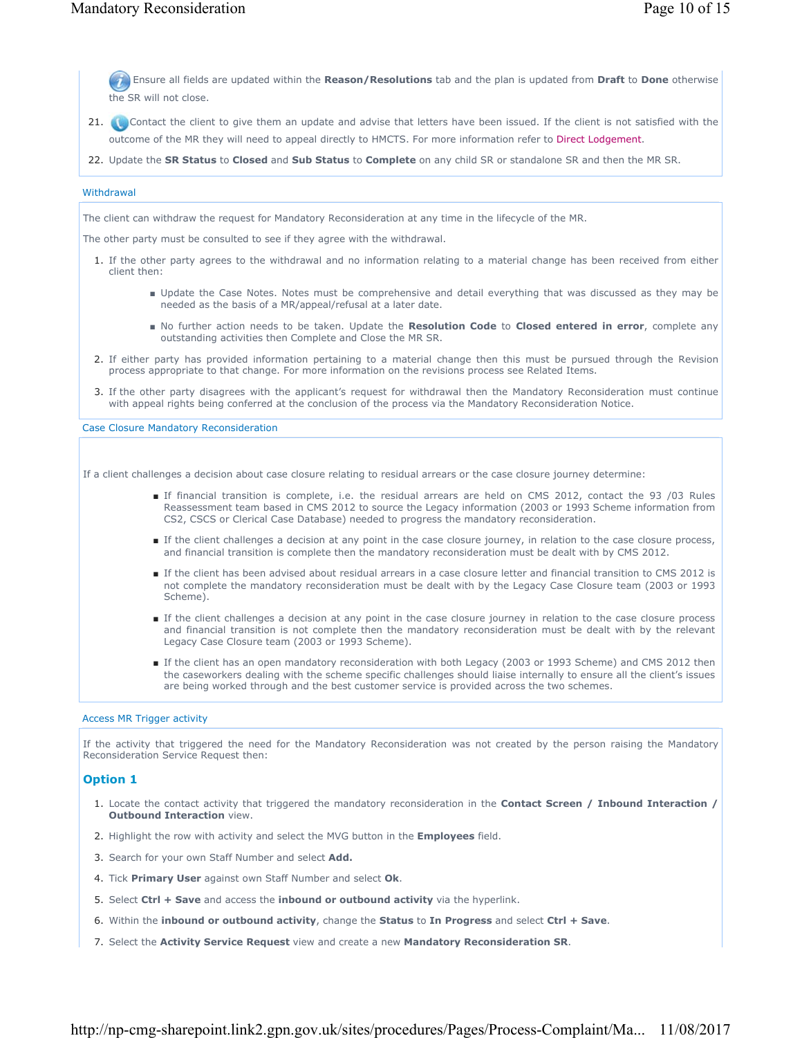Ensure all fields are updated within the **Reason/Resolutions** tab and the plan is updated from **Draft** to **Done** otherwise the SR will not close.

21. Contact the client to give them an update and advise that letters have been issued. If the client is not satisfied with the outcome of the MR they will need to appeal directly to HMCTS. For more information refer to Direct Lodgement.
22. Update the **SR Status** to **Closed** and **Sub Status** to **Complete** on any child SR or standalone SR and then the MR SR.

## Withdrawal

The client can withdraw the request for Mandatory Reconsideration at any time in the lifecycle of the MR.

The other party must be consulted to see if they agree with the withdrawal.

1. If the other party agrees to the withdrawal and no information relating to a material change has been received from either client then:
   - Update the Case Notes. Notes must be comprehensive and detail everything that was discussed as they may be needed as the basis of a MR/appeal/refusal at a later date.
   - No further action needs to be taken. Update the **Resolution Code** to **Closed entered in error**, complete any outstanding activities then Complete and Close the MR SR.
2. If either party has provided information pertaining to a material change then this must be pursued through the Revision process appropriate to that change. For more information on the revisions process see Related Items.
3. If the other party disagrees with the applicant's request for withdrawal then the Mandatory Reconsideration must continue with appeal rights being conferred at the conclusion of the process via the Mandatory Reconsideration Notice.

## Case Closure Mandatory Reconsideration

If a client challenges a decision about case closure relating to residual arrears or the case closure journey determine:

- If financial transition is complete, i.e. the residual arrears are held on CMS 2012, contact the 93 /03 Rules Reassessment team based in CMS 2012 to source the Legacy information (2003 or 1993 Scheme information from CS2, CSCS or Clerical Case Database) needed to progress the mandatory reconsideration.
- If the client challenges a decision at any point in the case closure journey, in relation to the case closure process, and financial transition is complete then the mandatory reconsideration must be dealt with by CMS 2012.
- If the client has been advised about residual arrears in a case closure letter and financial transition to CMS 2012 is not complete the mandatory reconsideration must be dealt with by the Legacy Case Closure team (2003 or 1993 Scheme).
- If the client challenges a decision at any point in the case closure journey in relation to the case closure process and financial transition is not complete then the mandatory reconsideration must be dealt with by the relevant Legacy Case Closure team (2003 or 1993 Scheme).
- If the client has an open mandatory reconsideration with both Legacy (2003 or 1993 Scheme) and CMS 2012 then the caseworkers dealing with the scheme specific challenges should liaise internally to ensure all the client's issues are being worked through and the best customer service is provided across the two schemes.

## Access MR Trigger activity

If the activity that triggered the need for the Mandatory Reconsideration was not created by the person raising the Mandatory Reconsideration Service Request then:

### Option 1

1. Locate the contact activity that triggered the mandatory reconsideration in the **Contact Screen / Inbound Interaction / Outbound Interaction** view.
2. Highlight the row with activity and select the MVG button in the **Employees** field.
3. Search for your own Staff Number and select **Add.**
4. Tick **Primary User** against own Staff Number and select **Ok**.
5. Select **Ctrl + Save** and access the **inbound or outbound activity** via the hyperlink.
6. Within the **inbound or outbound activity**, change the **Status** to **In Progress** and select **Ctrl + Save**.
7. Select the **Activity Service Request** view and create a new **Mandatory Reconsideration SR**.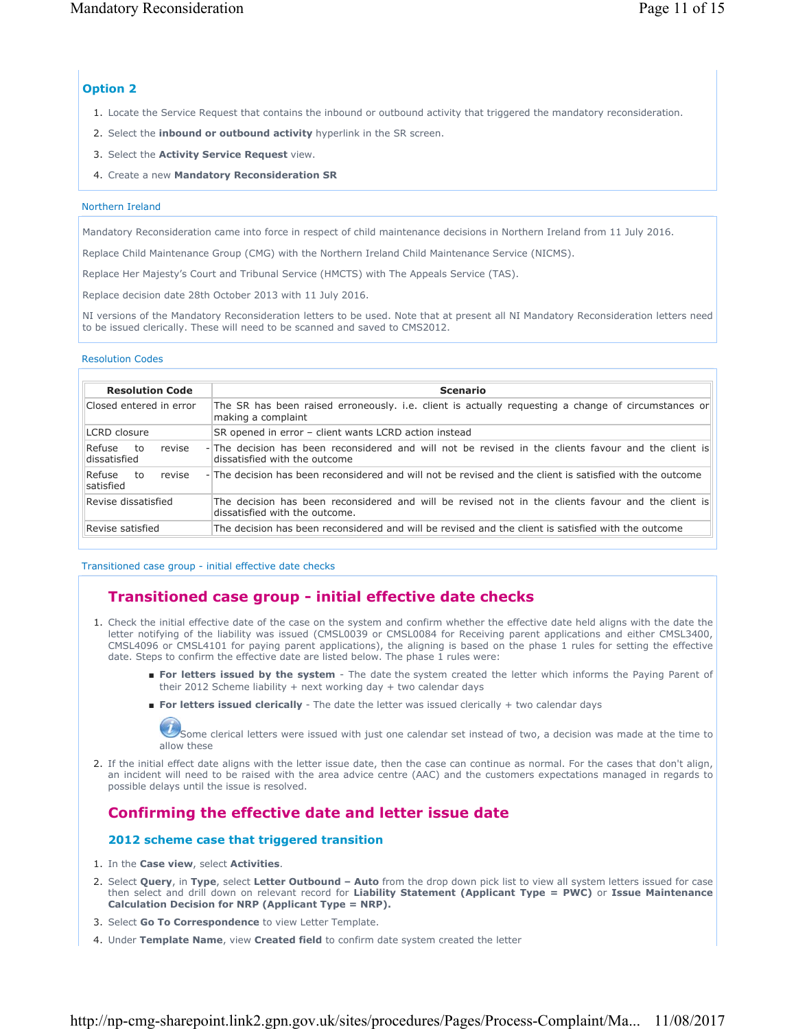### Option 2

1. Locate the Service Request that contains the inbound or outbound activity that triggered the mandatory reconsideration.
2. Select the **inbound or outbound activity** hyperlink in the SR screen.
3. Select the **Activity Service Request** view.
4. Create a new **Mandatory Reconsideration SR**

Northern Ireland

Mandatory Reconsideration came into force in respect of child maintenance decisions in Northern Ireland from 11 July 2016.

Replace Child Maintenance Group (CMG) with the Northern Ireland Child Maintenance Service (NICMS).

Replace Her Majesty's Court and Tribunal Service (HMCTS) with The Appeals Service (TAS).

Replace decision date 28th October 2013 with 11 July 2016.

NI versions of the Mandatory Reconsideration letters to be used. Note that at present all NI Mandatory Reconsideration letters need to be issued clerically. These will need to be scanned and saved to CMS2012.

Resolution Codes

| Resolution Code | Scenario |
|---|---|
| Closed entered in error | The SR has been raised erroneously. i.e. client is actually requesting a change of circumstances or making a complaint |
| LCRD closure | SR opened in error – client wants LCRD action instead |
| Refuse to revise - dissatisfied | The decision has been reconsidered and will not be revised in the clients favour and the client is dissatisfied with the outcome |
| Refuse to revise - satisfied | The decision has been reconsidered and will not be revised and the client is satisfied with the outcome |
| Revise dissatisfied | The decision has been reconsidered and will be revised not in the clients favour and the client is dissatisfied with the outcome. |
| Revise satisfied | The decision has been reconsidered and will be revised and the client is satisfied with the outcome |

Transitioned case group - initial effective date checks

## Transitioned case group - initial effective date checks

1. Check the initial effective date of the case on the system and confirm whether the effective date held aligns with the date the letter notifying of the liability was issued (CMSL0039 or CMSL0084 for Receiving parent applications and either CMSL3400, CMSL4096 or CMSL4101 for paying parent applications), the aligning is based on the phase 1 rules for setting the effective date. Steps to confirm the effective date are listed below. The phase 1 rules were:
   - **For letters issued by the system** - The date the system created the letter which informs the Paying Parent of their 2012 Scheme liability + next working day + two calendar days
   - **For letters issued clerically** - The date the letter was issued clerically + two calendar days

   Some clerical letters were issued with just one calendar set instead of two, a decision was made at the time to allow these
2. If the initial effect date aligns with the letter issue date, then the case can continue as normal. For the cases that don't align, an incident will need to be raised with the area advice centre (AAC) and the customers expectations managed in regards to possible delays until the issue is resolved.

## Confirming the effective date and letter issue date

### 2012 scheme case that triggered transition

1. In the **Case view**, select **Activities**.
2. Select **Query**, in **Type**, select **Letter Outbound – Auto** from the drop down pick list to view all system letters issued for case then select and drill down on relevant record for **Liability Statement (Applicant Type = PWC)** or **Issue Maintenance Calculation Decision for NRP (Applicant Type = NRP).**
3. Select **Go To Correspondence** to view Letter Template.
4. Under **Template Name**, view **Created field** to confirm date system created the letter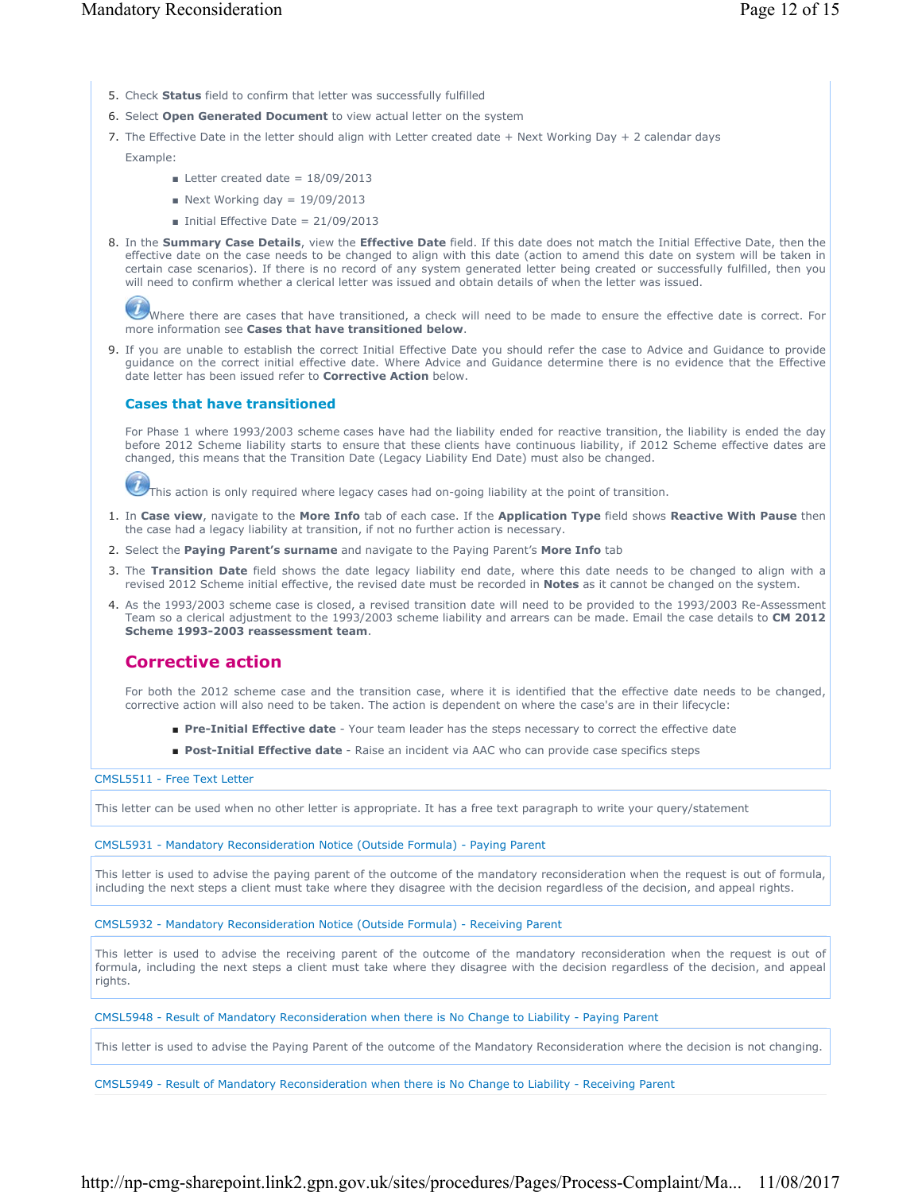5. Check **Status** field to confirm that letter was successfully fulfilled
6. Select **Open Generated Document** to view actual letter on the system
7. The Effective Date in the letter should align with Letter created date + Next Working Day + 2 calendar days

   Example:

   - Letter created date = 18/09/2013
   - Next Working day = 19/09/2013
   - Initial Effective Date = 21/09/2013
8. In the **Summary Case Details**, view the **Effective Date** field. If this date does not match the Initial Effective Date, then the effective date on the case needs to be changed to align with this date (action to amend this date on system will be taken in certain case scenarios). If there is no record of any system generated letter being created or successfully fulfilled, then you will need to confirm whether a clerical letter was issued and obtain details of when the letter was issued.

   Where there are cases that have transitioned, a check will need to be made to ensure the effective date is correct. For more information see **Cases that have transitioned below**.
9. If you are unable to establish the correct Initial Effective Date you should refer the case to Advice and Guidance to provide guidance on the correct initial effective date. Where Advice and Guidance determine there is no evidence that the Effective date letter has been issued refer to **Corrective Action** below.

### Cases that have transitioned

For Phase 1 where 1993/2003 scheme cases have had the liability ended for reactive transition, the liability is ended the day before 2012 Scheme liability starts to ensure that these clients have continuous liability, if 2012 Scheme effective dates are changed, this means that the Transition Date (Legacy Liability End Date) must also be changed.

This action is only required where legacy cases had on-going liability at the point of transition.

1. In **Case view**, navigate to the **More Info** tab of each case. If the **Application Type** field shows **Reactive With Pause** then the case had a legacy liability at transition, if not no further action is necessary.
2. Select the **Paying Parent's surname** and navigate to the Paying Parent's **More Info** tab
3. The **Transition Date** field shows the date legacy liability end date, where this date needs to be changed to align with a revised 2012 Scheme initial effective, the revised date must be recorded in **Notes** as it cannot be changed on the system.
4. As the 1993/2003 scheme case is closed, a revised transition date will need to be provided to the 1993/2003 Re-Assessment Team so a clerical adjustment to the 1993/2003 scheme liability and arrears can be made. Email the case details to **CM 2012 Scheme 1993-2003 reassessment team**.

## Corrective action

For both the 2012 scheme case and the transition case, where it is identified that the effective date needs to be changed, corrective action will also need to be taken. The action is dependent on where the case's are in their lifecycle:

- **Pre-Initial Effective date** - Your team leader has the steps necessary to correct the effective date
- **Post-Initial Effective date** - Raise an incident via AAC who can provide case specifics steps

CMSL5511 - Free Text Letter

This letter can be used when no other letter is appropriate. It has a free text paragraph to write your query/statement

CMSL5931 - Mandatory Reconsideration Notice (Outside Formula) - Paying Parent

This letter is used to advise the paying parent of the outcome of the mandatory reconsideration when the request is out of formula, including the next steps a client must take where they disagree with the decision regardless of the decision, and appeal rights.

CMSL5932 - Mandatory Reconsideration Notice (Outside Formula) - Receiving Parent

This letter is used to advise the receiving parent of the outcome of the mandatory reconsideration when the request is out of formula, including the next steps a client must take where they disagree with the decision regardless of the decision, and appeal rights.

CMSL5948 - Result of Mandatory Reconsideration when there is No Change to Liability - Paying Parent

This letter is used to advise the Paying Parent of the outcome of the Mandatory Reconsideration where the decision is not changing.

CMSL5949 - Result of Mandatory Reconsideration when there is No Change to Liability - Receiving Parent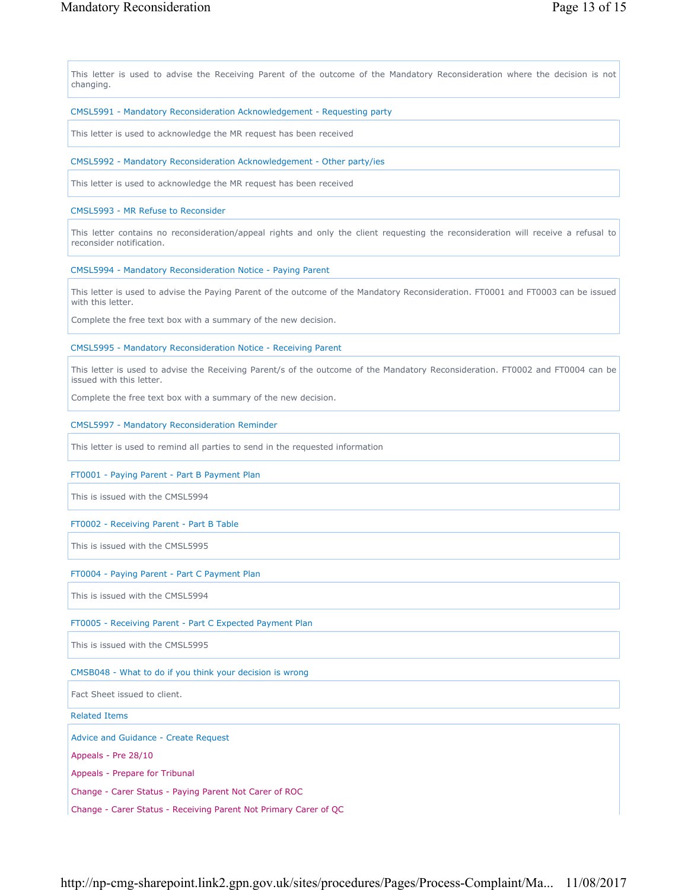This letter is used to advise the Receiving Parent of the outcome of the Mandatory Reconsideration where the decision is not changing.

CMSL5991 - Mandatory Reconsideration Acknowledgement - Requesting party

This letter is used to acknowledge the MR request has been received

CMSL5992 - Mandatory Reconsideration Acknowledgement - Other party/ies

This letter is used to acknowledge the MR request has been received

CMSL5993 - MR Refuse to Reconsider

This letter contains no reconsideration/appeal rights and only the client requesting the reconsideration will receive a refusal to reconsider notification.

CMSL5994 - Mandatory Reconsideration Notice - Paying Parent

This letter is used to advise the Paying Parent of the outcome of the Mandatory Reconsideration. FT0001 and FT0003 can be issued with this letter.

Complete the free text box with a summary of the new decision.

CMSL5995 - Mandatory Reconsideration Notice - Receiving Parent

This letter is used to advise the Receiving Parent/s of the outcome of the Mandatory Reconsideration. FT0002 and FT0004 can be issued with this letter.

Complete the free text box with a summary of the new decision.

CMSL5997 - Mandatory Reconsideration Reminder

This letter is used to remind all parties to send in the requested information

FT0001 - Paying Parent - Part B Payment Plan

This is issued with the CMSL5994

FT0002 - Receiving Parent - Part B Table

This is issued with the CMSL5995

FT0004 - Paying Parent - Part C Payment Plan

This is issued with the CMSL5994

FT0005 - Receiving Parent - Part C Expected Payment Plan

This is issued with the CMSL5995

CMSB048 - What to do if you think your decision is wrong

Fact Sheet issued to client.

Related Items

Advice and Guidance - Create Request

Appeals - Pre 28/10

Appeals - Prepare for Tribunal

Change - Carer Status - Paying Parent Not Carer of ROC

Change - Carer Status - Receiving Parent Not Primary Carer of QC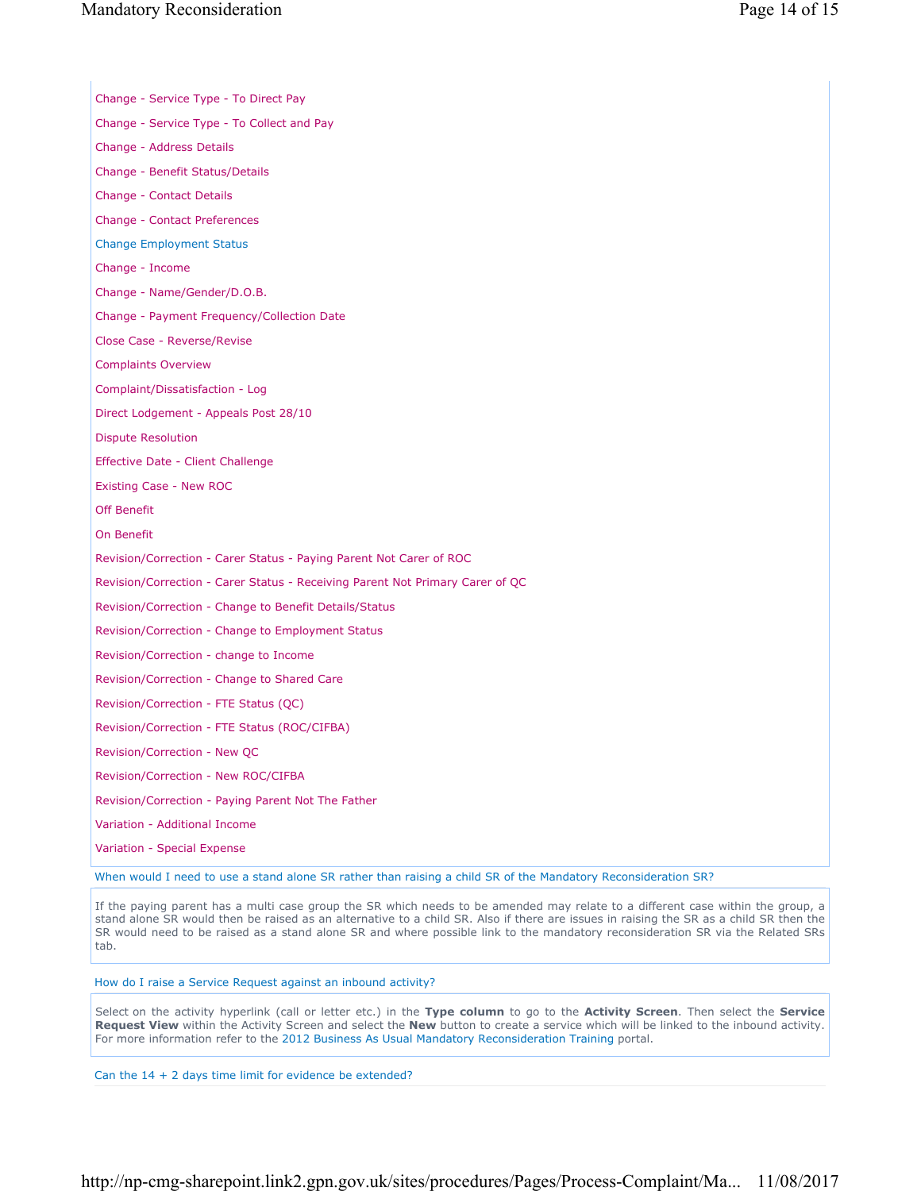Change - Service Type - To Direct Pay

Change - Service Type - To Collect and Pay

Change - Address Details

Change - Benefit Status/Details

Change - Contact Details

Change - Contact Preferences

Change Employment Status

Change - Income

Change - Name/Gender/D.O.B.

Change - Payment Frequency/Collection Date

Close Case - Reverse/Revise

Complaints Overview

Complaint/Dissatisfaction - Log

Direct Lodgement - Appeals Post 28/10

Dispute Resolution

Effective Date - Client Challenge

Existing Case - New ROC

Off Benefit

On Benefit

Revision/Correction - Carer Status - Paying Parent Not Carer of ROC

Revision/Correction - Carer Status - Receiving Parent Not Primary Carer of QC

Revision/Correction - Change to Benefit Details/Status

Revision/Correction - Change to Employment Status

Revision/Correction - change to Income

Revision/Correction - Change to Shared Care

Revision/Correction - FTE Status (QC)

Revision/Correction - FTE Status (ROC/CIFBA)

Revision/Correction - New QC

Revision/Correction - New ROC/CIFBA

Revision/Correction - Paying Parent Not The Father

Variation - Additional Income

Variation - Special Expense

When would I need to use a stand alone SR rather than raising a child SR of the Mandatory Reconsideration SR?

If the paying parent has a multi case group the SR which needs to be amended may relate to a different case within the group, a stand alone SR would then be raised as an alternative to a child SR. Also if there are issues in raising the SR as a child SR then the SR would need to be raised as a stand alone SR and where possible link to the mandatory reconsideration SR via the Related SRs tab.

How do I raise a Service Request against an inbound activity?

Select on the activity hyperlink (call or letter etc.) in the **Type column** to go to the **Activity Screen**. Then select the **Service Request View** within the Activity Screen and select the **New** button to create a service which will be linked to the inbound activity. For more information refer to the 2012 Business As Usual Mandatory Reconsideration Training portal.

Can the 14 + 2 days time limit for evidence be extended?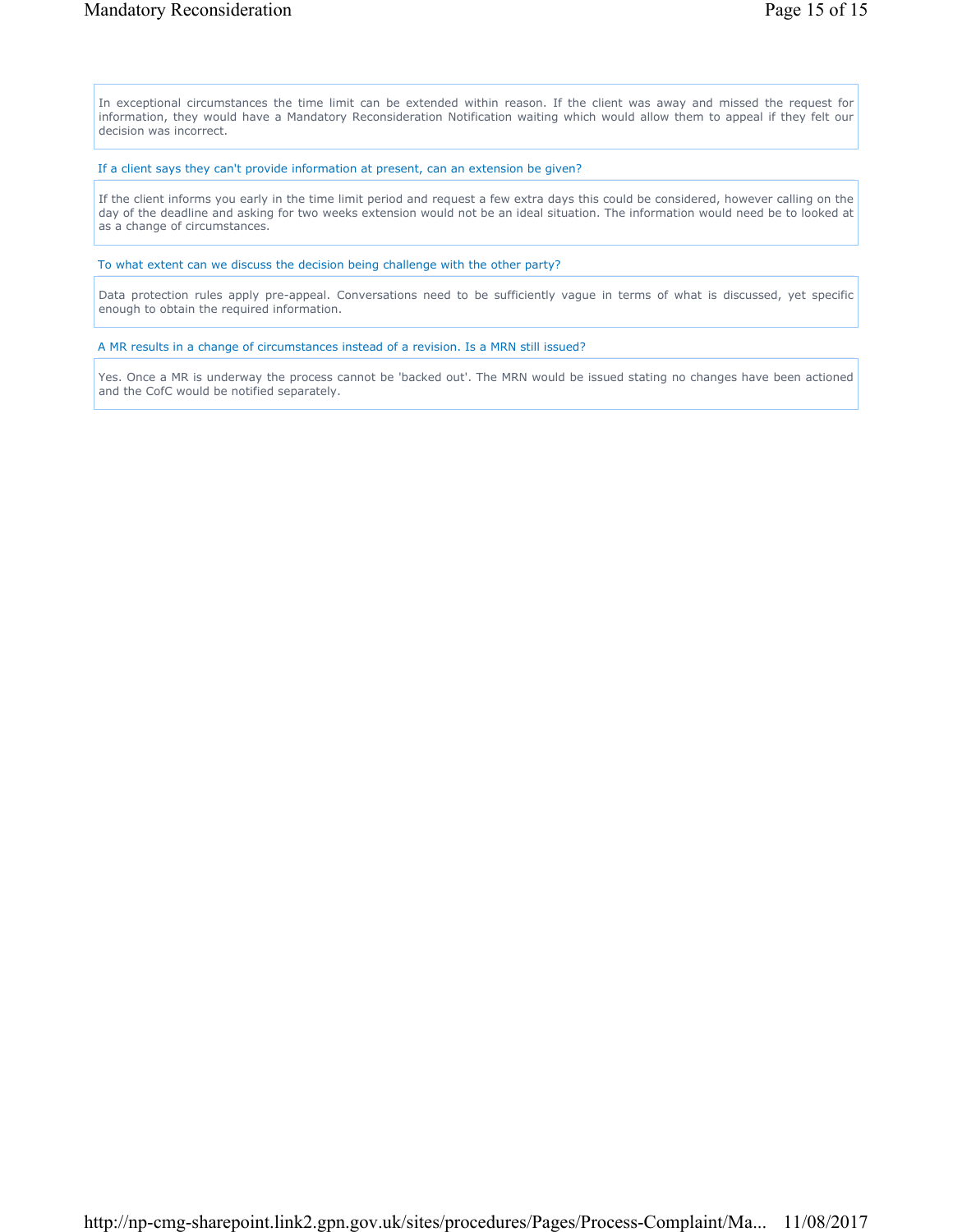In exceptional circumstances the time limit can be extended within reason. If the client was away and missed the request for information, they would have a Mandatory Reconsideration Notification waiting which would allow them to appeal if they felt our decision was incorrect.

### If a client says they can't provide information at present, can an extension be given?

If the client informs you early in the time limit period and request a few extra days this could be considered, however calling on the day of the deadline and asking for two weeks extension would not be an ideal situation. The information would need be to looked at as a change of circumstances.

### To what extent can we discuss the decision being challenge with the other party?

Data protection rules apply pre-appeal. Conversations need to be sufficiently vague in terms of what is discussed, yet specific enough to obtain the required information.

### A MR results in a change of circumstances instead of a revision. Is a MRN still issued?

Yes. Once a MR is underway the process cannot be 'backed out'. The MRN would be issued stating no changes have been actioned and the CofC would be notified separately.